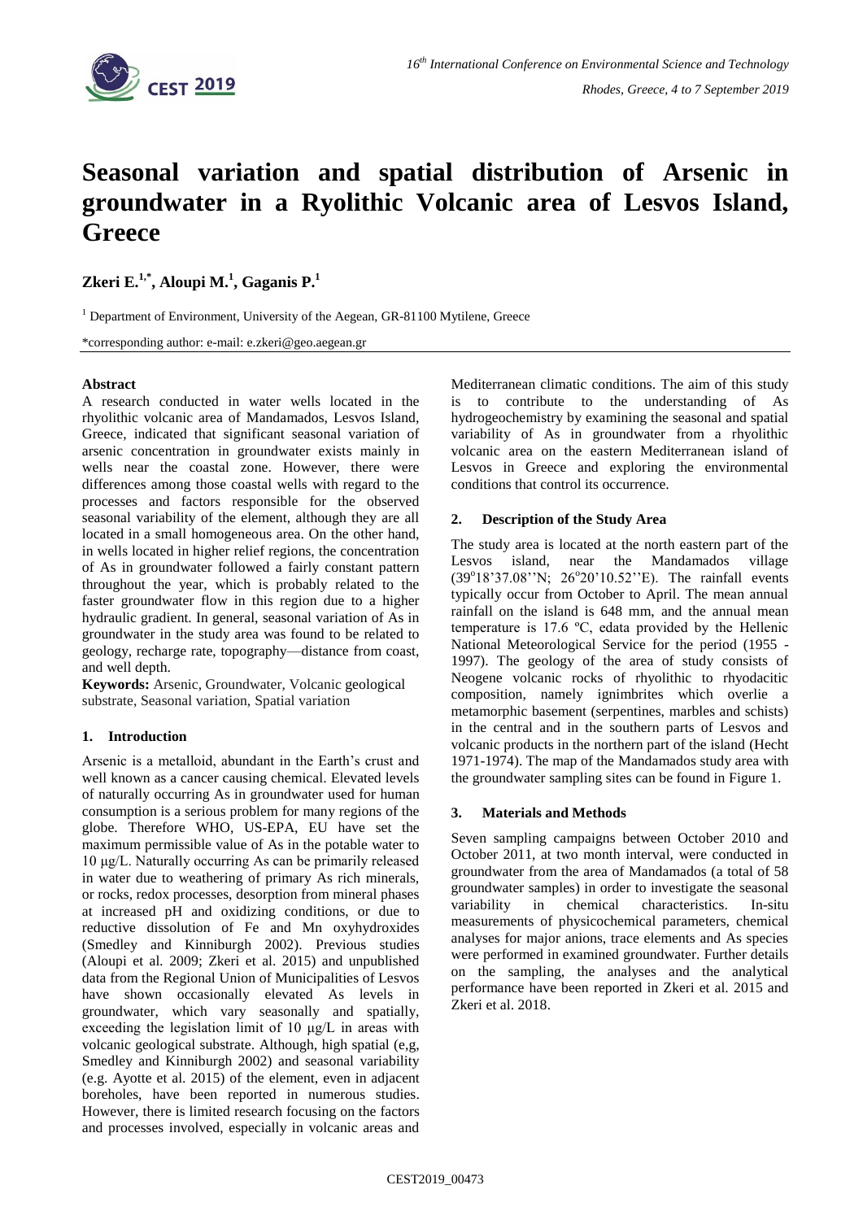# Seasonal variation and spatial distribution of Arsenic in groundwater in a Ryolithic Volcanic area of Lesvos Island, Greece

**Zkeri E.[1,*], Aloupi M.[1], Gaganis P.[1]**

[1] Department of Environment, University of the Aegean, GR-81100 Mytilene, Greece

*corresponding author: e-mail: e.zkeri@geo.aegean.gr

#### Abstract

A research conducted in water wells located in the rhyolitic volcanic area of Mandamados, Lesvos Island, Greece, indicated that significant seasonal variation of arsenic concentration in groundwater exists mainly in wells near the coastal zone. However, there were differences among those coastal wells with regard to the processes and factors responsible for the observed seasonal variability of the element, although they are all located in a small homogeneous area. On the other hand, in wells located in higher relief regions, the concentration of As in groundwater followed a fairly constant pattern throughout the year, which is probably related to the faster groundwater flow in this region due to a higher hydraulic gradient. In general, seasonal variation of As in groundwater in the study area was found to be related to geology, recharge rate, topography—distance from coast, and well depth.

**Keywords:** Arsenic, Groundwater, Volcanic geological substrate, Seasonal variation, Spatial variation

## 1. Introduction

Arsenic is a metalloid, abundant in the Earth's crust and well known as a cancer causing chemical. Elevated levels of naturally occurring As in groundwater used for human consumption is a serious problem for many regions of the globe. Therefore WHO, US-EPA, EU have set the maximum permissible value of As in the potable water to 10 μg/L. Naturally occurring As can be primarily released in water due to weathering of primary As rich minerals, or rocks, redox processes, desorption from mineral phases at increased pH and oxidizing conditions, or due to reductive dissolution of Fe and Mn oxyhydroxides (Smedley and Kinniburgh 2002). Previous studies (Aloupi et al. 2009; Zkeri et al. 2015) and unpublished data from the Regional Union of Municipalities of Lesvos have shown occasionally elevated As levels in groundwater, which vary seasonally and spatially, exceeding the legislation limit of 10 μg/L in areas with volcanic geological substrate. Although, high spatial (e,g, Smedley and Kinniburgh 2002) and seasonal variability (e.g. Ayotte et al. 2015) of the element, even in adjacent boreholes, have been reported in numerous studies. However, there is limited research focusing on the factors and processes involved, especially in volcanic areas and Mediterranean climatic conditions. The aim of this study is to contribute to the understanding of As hydrogeochemistry by examining the seasonal and spatial variability of As in groundwater from a rhyolithic volcanic area on the eastern Mediterranean island of Lesvos in Greece and exploring the environmental conditions that control its occurrence.

## 2. Description of the Study Area

The study area is located at the north eastern part of the Lesvos island, near the Mandamados village (39°18'37.08''N; 26°20'10.52''E). The rainfall events typically occur from October to April. The mean annual rainfall on the island is 648 mm, and the annual mean temperature is 17.6 ºC, edata provided by the Hellenic National Meteorological Service for the period (1955 - 1997). The geology of the area of study consists of Neogene volcanic rocks of rhyolithic to rhyodacitic composition, namely ignimbrites which overlie a metamorphic basement (serpentines, marbles and schists) in the central and in the southern parts of Lesvos and volcanic products in the northern part of the island (Hecht 1971-1974). The map of the Mandamados study area with the groundwater sampling sites can be found in Figure 1.

## 3. Materials and Methods

Seven sampling campaigns between October 2010 and October 2011, at two month interval, were conducted in groundwater from the area of Mandamados (a total of 58 groundwater samples) in order to investigate the seasonal variability in chemical characteristics. In-situ measurements of physicochemical parameters, chemical analyses for major anions, trace elements and As species were performed in examined groundwater. Further details on the sampling, the analyses and the analytical performance have been reported in Zkeri et al. 2015 and Zkeri et al. 2018.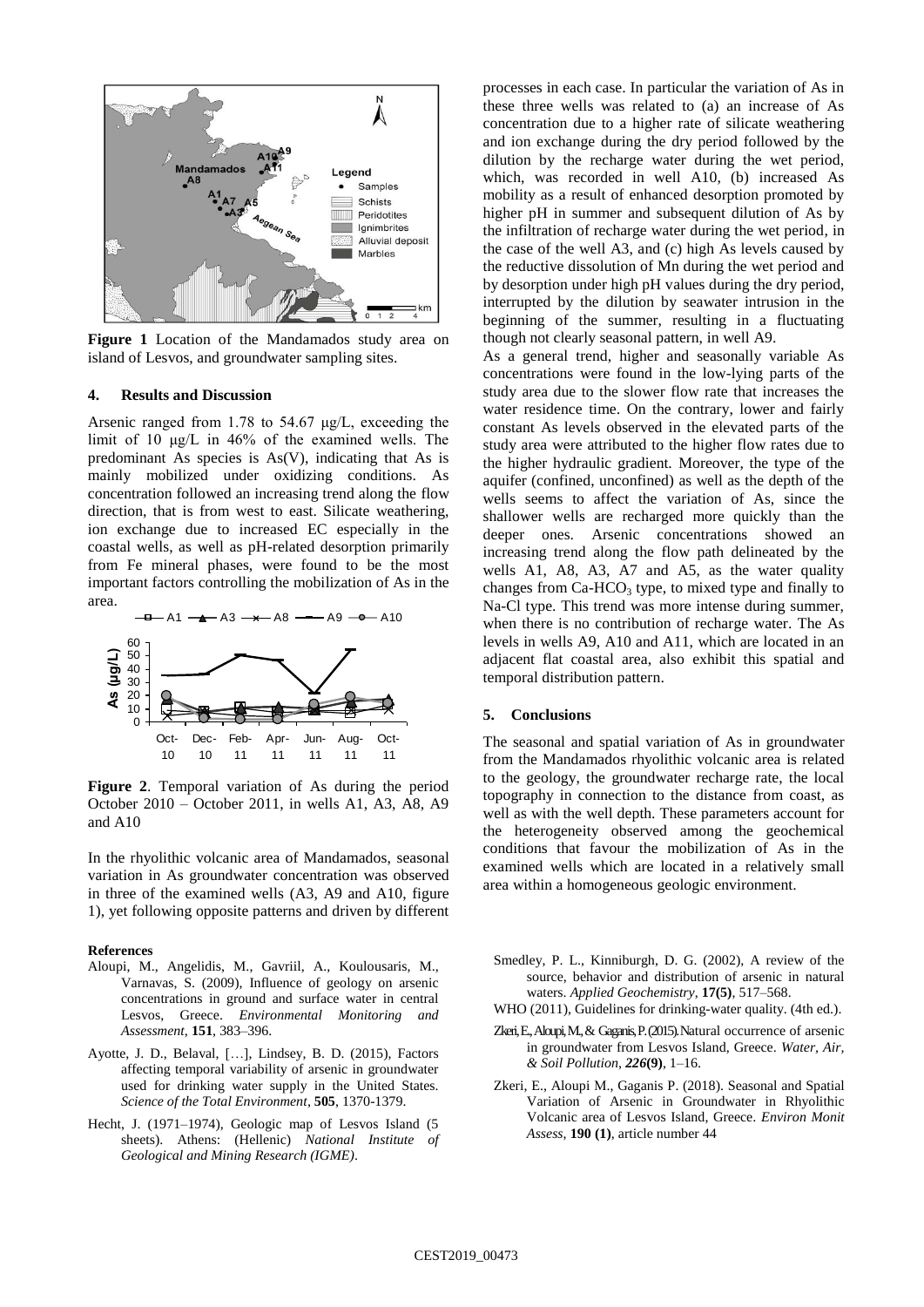N

Mandamados

A8

A10 A9

A11

A1

A7 A5

A3

Aegean Sea

Legend

Samples

Schists

Peridotites

Ignimbrites

Alluvial deposit

Marbles

0 1 2 4 km

**Figure 1** Location of the Mandamados study area on island of Lesvos, and groundwater sampling sites.

## 4. Results and Discussion

Arsenic ranged from 1.78 to 54.67 μg/L, exceeding the limit of 10 μg/L in 46% of the examined wells. The predominant As species is As(V), indicating that As is mainly mobilized under oxidizing conditions. As concentration followed an increasing trend along the flow direction, that is from west to east. Silicate weathering, ion exchange due to increased EC especially in the coastal wells, as well as pH-related desorption primarily from Fe mineral phases, were found to be the most important factors controlling the mobilization of As in the area.

A1 A3 A8 A9 A10

As (μg/L)

60
50
40
30
20
10
0

Oct-10 Dec-10 Feb-11 Apr-11 Jun-11 Aug-11 Oct-11

**Figure 2**. Temporal variation of As during the period October 2010 – October 2011, in wells A1, A3, A8, A9 and A10

In the rhyolithic volcanic area of Mandamados, seasonal variation in As groundwater concentration was observed in three of the examined wells (A3, A9 and A10, figure 1), yet following opposite patterns and driven by different processes in each case. In particular the variation of As in these three wells was related to (a) an increase of As concentration due to a higher rate of silicate weathering and ion exchange during the dry period followed by the dilution by the recharge water during the wet period, which, was recorded in well A10, (b) increased As mobility as a result of enhanced desorption promoted by higher pH in summer and subsequent dilution of As by the infiltration of recharge water during the wet period, in the case of the well A3, and (c) high As levels caused by the reductive dissolution of Mn during the wet period and by desorption under high pH values during the dry period, interrupted by the dilution by seawater intrusion in the beginning of the summer, resulting in a fluctuating though not clearly seasonal pattern, in well A9.

As a general trend, higher and seasonally variable As concentrations were found in the low-lying parts of the study area due to the slower flow rate that increases the water residence time. On the contrary, lower and fairly constant As levels observed in the elevated parts of the study area were attributed to the higher flow rates due to the higher hydraulic gradient. Moreover, the type of the aquifer (confined, unconfined) as well as the depth of the wells seems to affect the variation of As, since the shallower wells are recharged more quickly than the deeper ones. Arsenic concentrations showed an increasing trend along the flow path delineated by the wells A1, A8, A3, A7 and A5, as the water quality changes from Ca-$HCO_3$ type, to mixed type and finally to Na-Cl type. This trend was more intense during summer, when there is no contribution of recharge water. The As levels in wells A9, A10 and A11, which are located in an adjacent flat coastal area, also exhibit this spatial and temporal distribution pattern.

## 5. Conclusions

The seasonal and spatial variation of As in groundwater from the Mandamados rhyolithic volcanic area is related to the geology, the groundwater recharge rate, the local topography in connection to the distance from coast, as well as with the well depth. These parameters account for the heterogeneity observed among the geochemical conditions that favour the mobilization of As in the examined wells which are located in a relatively small area within a homogeneous geologic environment.

### References

Aloupi, M., Angelidis, M., Gavriil, A., Koulousaris, M., Varnavas, S. (2009), Influence of geology on arsenic concentrations in ground and surface water in central Lesvos, Greece. *Environmental Monitoring and Assessment*, **151**, 383–396.

Ayotte, J. D., Belaval, […], Lindsey, B. D. (2015), Factors affecting temporal variability of arsenic in groundwater used for drinking water supply in the United States. *Science of the Total Environment*, **505**, 1370-1379.

Hecht, J. (1971–1974), Geologic map of Lesvos Island (5 sheets). Athens: (Hellenic) *National Institute of Geological and Mining Research (IGME)*.

Smedley, P. L., Kinniburgh, D. G. (2002), A review of the source, behavior and distribution of arsenic in natural waters. *Applied Geochemistry*, **17(5)**, 517–568.

WHO (2011), Guidelines for drinking-water quality. (4th ed.).

Zkeri, E., Aloupi, M., & Gaganis, P. (2015). Natural occurrence of arsenic in groundwater from Lesvos Island, Greece. *Water, Air, & Soil Pollution*, ***226*(9)**, 1–16.

Zkeri, E., Aloupi M., Gaganis P. (2018). Seasonal and Spatial Variation of Arsenic in Groundwater in Rhyolithic Volcanic area of Lesvos Island, Greece. *Environ Monit Assess*, **190 (1)**, article number 44